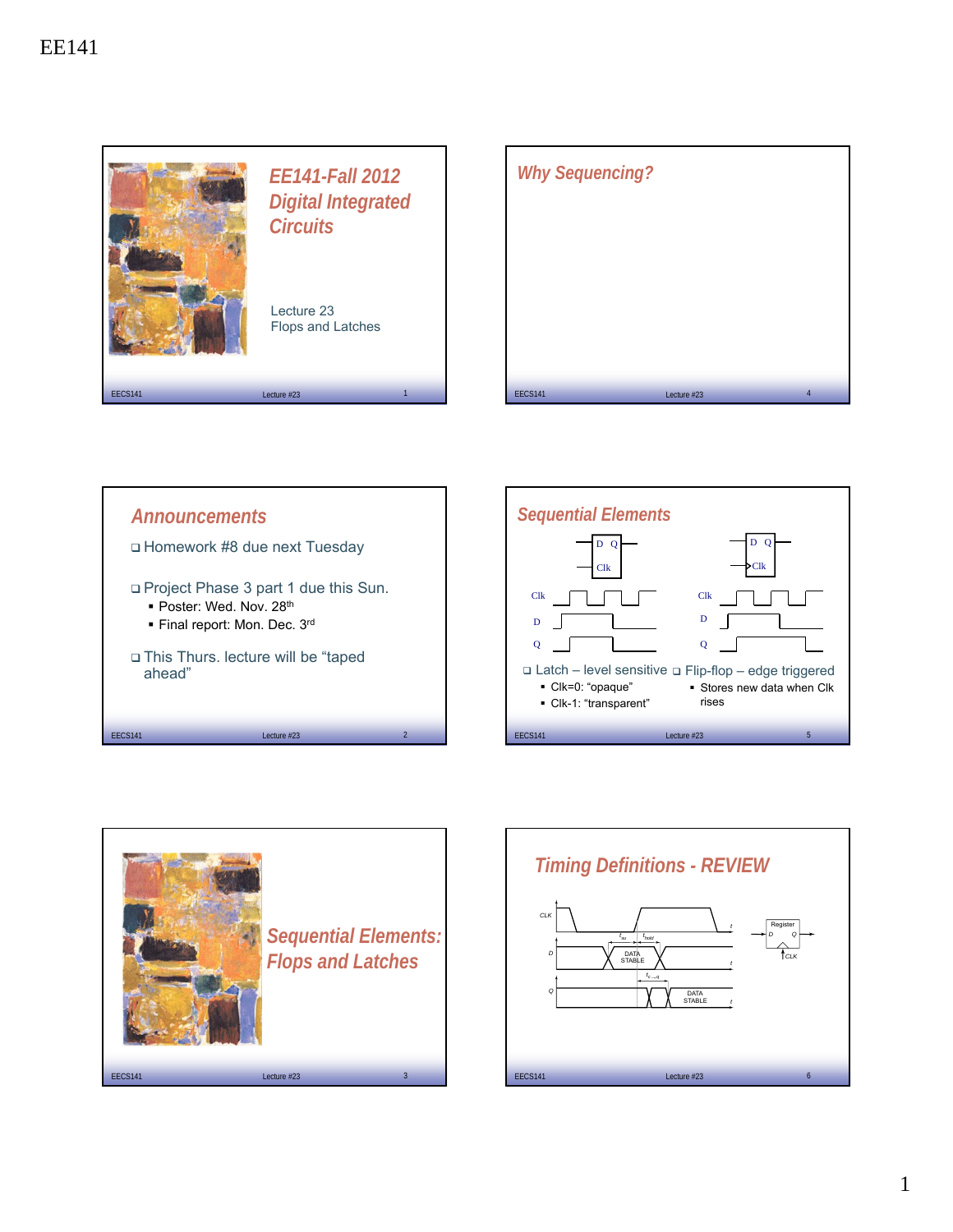EE141

## EE141-Fall 2012 Digital Integrated Circuits

Lecture 23
Flops and Latches

## Why Sequencing?

## Announcements

- Homework #8 due next Tuesday
- Project Phase 3 part 1 due this Sun.
  - Poster: Wed. Nov. 28th
  - Final report: Mon. Dec. 3rd
- This Thurs. lecture will be "taped ahead"

## Sequential Elements

D Q
Clk

Clk
D
Q

D Q
Clk

Clk
D
Q

- Latch – level sensitive
  - Clk=0: "opaque"
  - Clk-1: "transparent"
- Flip-flop – edge triggered
  - Stores new data when Clk rises

## Sequential Elements: Flops and Latches

## Timing Definitions - REVIEW

CLK
$t$
$t_{su}$
$t_{hold}$
D
DATA STABLE
$t$
$t_{c-q}$
Q
DATA STABLE
$t$

Register
D
Q
CLK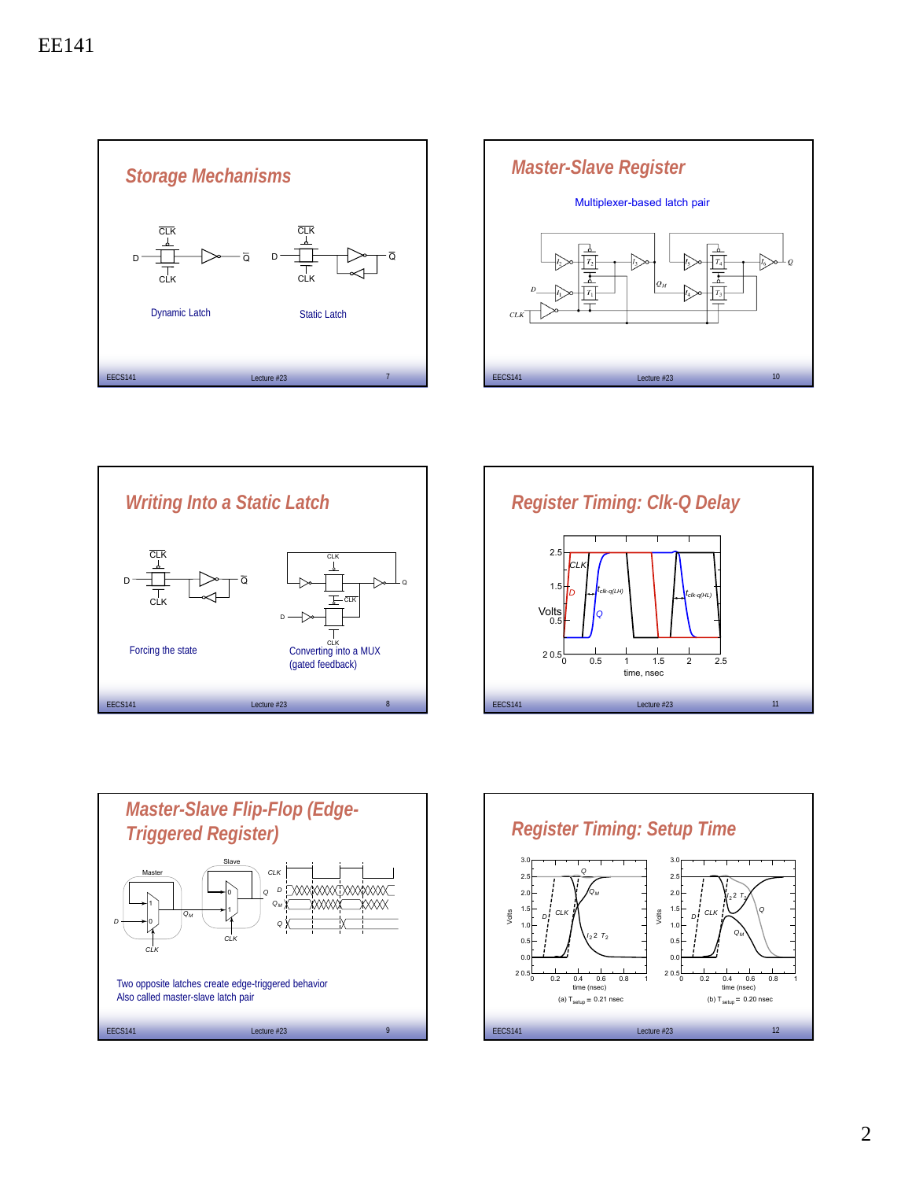EE141

## Storage Mechanisms

CLK

D

$\overline{Q}$

CLK

CLK

D

Q

CLK

Dynamic Latch

Static Latch

## Master-Slave Register

Multiplexer-based latch pair

$I_2$ $T_2$ $I_3$ $I_5$ $T_4$ $I_6$ Q

D $I_1$ $T_1$ $Q_M$ $I_4$ $T_3$

CLK

## Writing Into a Static Latch

CLK

D

$\overline{Q}$

CLK

CLK

Q

CLK

D

CLK

Forcing the state

Converting into a MUX (gated feedback)

## Register Timing: Clk-Q Delay

2.5

1.5

Volts 0.5

2 0.5

0 0.5 1 1.5 2 2.5

time, nsec

CLK

D

Q

$t_{clk-q(LH)}$

$t_{clk-q(HL)}$

## Master-Slave Flip-Flop (Edge-Triggered Register)

Master

Slave

CLK

D

$Q_M$

Q

CLK

CLK

Two opposite latches create edge-triggered behavior

Also called master-slave latch pair

## Register Timing: Setup Time

3.0

2.5

2.0

1.5

1.0

0.5

0.0

2 0.5

Volts

0 0.2 0.4 0.6 0.8 1

time (nsec)

D

CLK

Q

$Q_M$

$I_2$ 2 $T_2$

(a) $T_{setup}$ = 0.21 nsec

3.0

2.5

2.0

1.5

1.0

0.5

0.0

2 0.5

Volts

0 0.2 0.4 0.6 0.8 1

time (nsec)

D

CLK

Q

$Q_M$

$I_2$ 2 $T_2$

(b) $T_{setup}$ = 0.20 nsec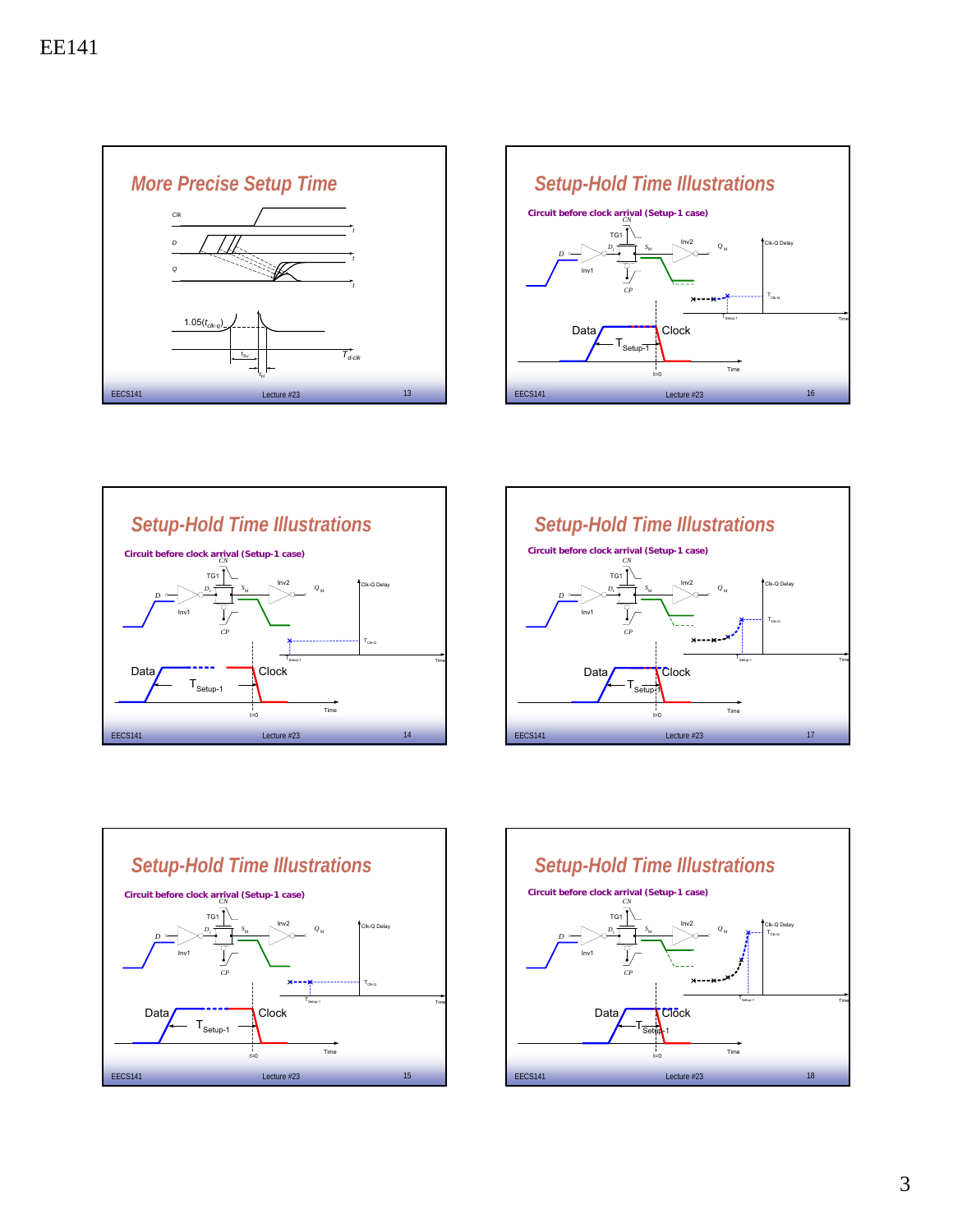## More Precise Setup Time

Clk

D

Q

t

t

t

$1.05(t_{clk-q})$

$t_{su}$

$t_H$

$T_{d\text{-}clk}$

## Setup-Hold Time Illustrations

Circuit before clock arrival (Setup-1 case)

CN

TG1

D

$D_1$

$S_M$

Inv1

Inv2

$Q_M$

CP

Clk-Q Delay

$T_{Clk\text{-}Q}$

$T_{Setup\text{-}1}$

Time

Data

Clock

$T_{Setup\text{-}1}$

t=0

Time

## Setup-Hold Time Illustrations

Circuit before clock arrival (Setup-1 case)

CN

TG1

D

$D_1$

$S_M$

Inv1

Inv2

$Q_M$

CP

Clk-Q Delay

$T_{Clk\text{-}Q}$

$T_{Setup\text{-}1}$

Time

Data

Clock

$T_{Setup\text{-}1}$

t=0

Time

## Setup-Hold Time Illustrations

Circuit before clock arrival (Setup-1 case)

CN

TG1

D

$D_1$

$S_M$

Inv1

Inv2

$Q_M$

CP

Clk-Q Delay

$T_{Clk\text{-}Q}$

$T_{Setup\text{-}1}$

Time

Data

Clock

$T_{Setup\text{-}1}$

t=0

Time

## Setup-Hold Time Illustrations

Circuit before clock arrival (Setup-1 case)

CN

TG1

D

$D_1$

$S_M$

Inv1

Inv2

$Q_M$

CP

Clk-Q Delay

$T_{Clk\text{-}Q}$

$T_{Setup\text{-}1}$

Time

Data

Clock

$T_{Setup\text{-}1}$

t=0

Time

## Setup-Hold Time Illustrations

Circuit before clock arrival (Setup-1 case)

CN

TG1

D

$D_1$

$S_M$

Inv1

Inv2

$Q_M$

CP

Clk-Q Delay

$T_{Clk\text{-}Q}$

$T_{Setup\text{-}1}$

Time

Data

Clock

$T_{Setup\text{-}1}$

t=0

Time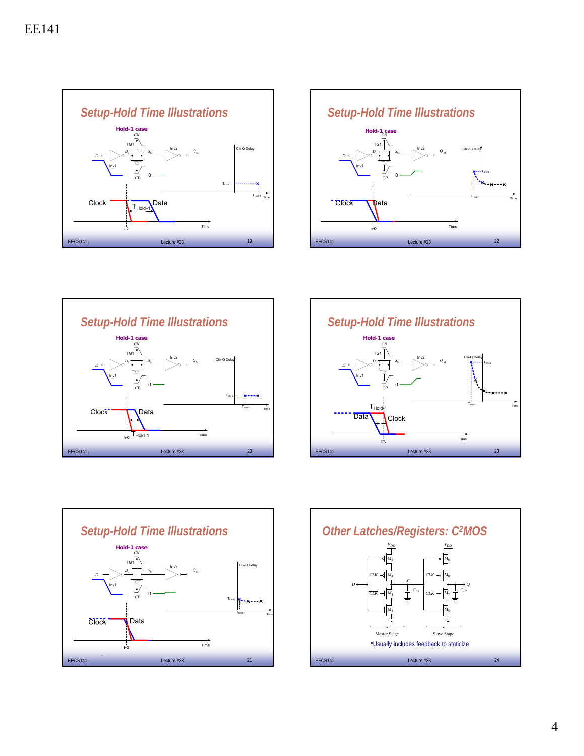EE141

## Setup-Hold Time Illustrations

Hold-1 case

CN
TG1
$D_1$
$S_M$
Inv2
$Q_M$
D
Inv1
CP
0
Clk-Q Delay
$T_{Clk-Q}$
$T_{Hold-1}$
Time
Clock
$T_{Hold-1}$
Data
t=0
Time

## Setup-Hold Time Illustrations

Hold-1 case

CN
TG1
$D_1$
$S_M$
Inv2
$Q_M$
D
Inv1
CP
0
Clk-Q Delay
$T_{Clk-Q}$
$T_{Hold-1}$
Time
Clock
Data
t=0
Time

## Setup-Hold Time Illustrations

Hold-1 case

CN
TG1
$D_1$
$S_M$
Inv2
$Q_M$
D
Inv1
CP
0
Clk-Q Delay
$T_{Clk-Q}$
$T_{Hold-1}$
Time
Clock
Data
t=0
$T_{Hold-1}$
Time

## Setup-Hold Time Illustrations

Hold-1 case

CN
TG1
$D_1$
$S_M$
Inv2
$Q_M$
D
Inv1
CP
0
Clk-Q Delay
$T_{Clk-Q}$
$T_{Hold-1}$
Time
$T_{Hold-1}$
Data
Clock
t=0
Time

## Setup-Hold Time Illustrations

Hold-1 case

CN
TG1
$D_1$
$S_M$
Inv2
$Q_M$
D
Inv1
CP
0
Clk-Q Delay
$T_{Clk-Q}$
$T_{Hold-1}$
Time
Clock
Data
t=0
Time

## Other Latches/Registers: $C^2MOS$

$V_{DD}$
$M_2$
$M_4$
$M_3$
$M_1$
CLK
$\overline{CLK}$
D
X
$C_{L1}$
$V_{DD}$
$M_6$
$M_8$
$M_7$
$M_5$
$\overline{CLK}$
CLK
Q
$C_{L2}$
Master Stage
Slave Stage

*Usually includes feedback to staticize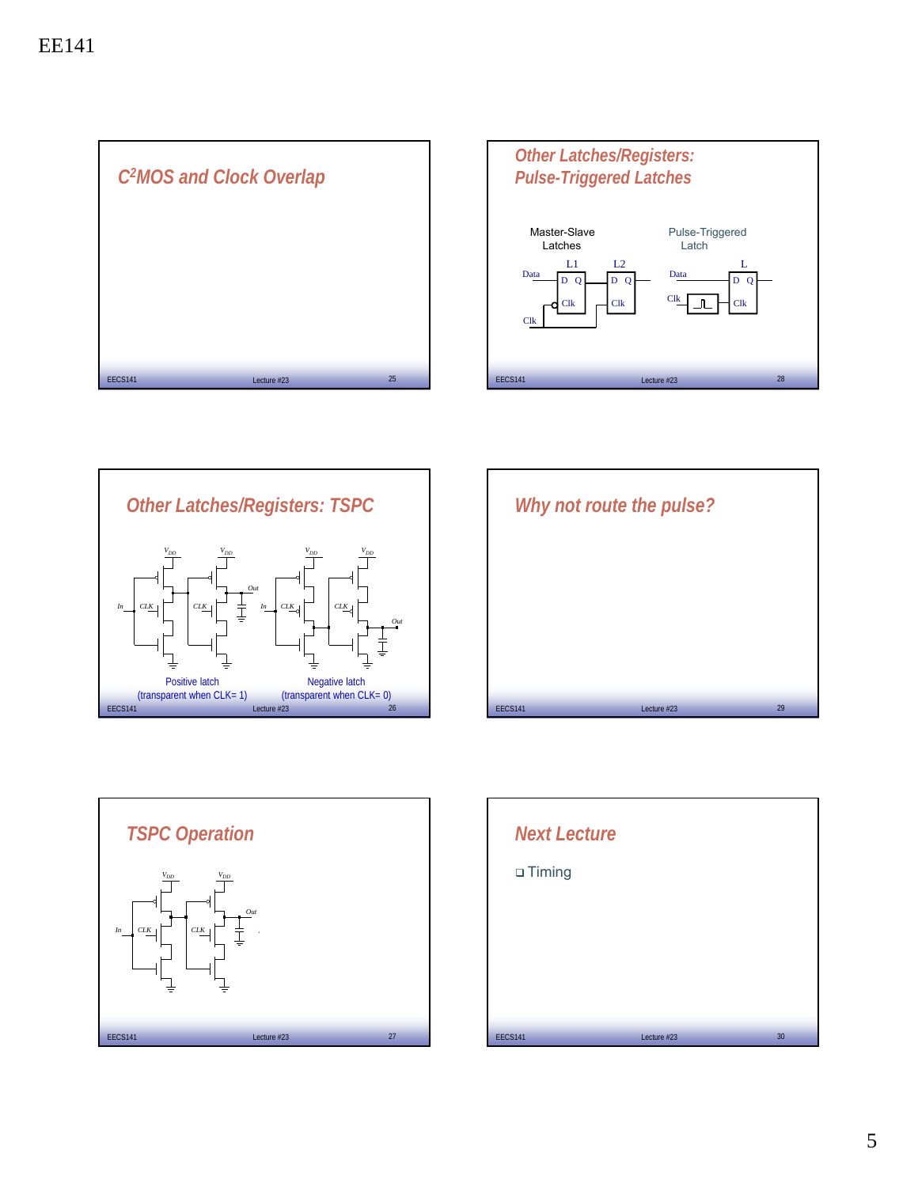## C²MOS and Clock Overlap

## Other Latches/Registers: Pulse-Triggered Latches

Master-Slave Latches

Pulse-Triggered Latch

L1

L2

L

Data

D Q

Clk

Clk

## Other Latches/Registers: TSPC

$V_{DD}$

In

CLK

Out

Positive latch
(transparent when CLK= 1)

Negative latch
(transparent when CLK= 0)

## Why not route the pulse?

## TSPC Operation

$V_{DD}$

In

CLK

Out

## Next Lecture

- Timing